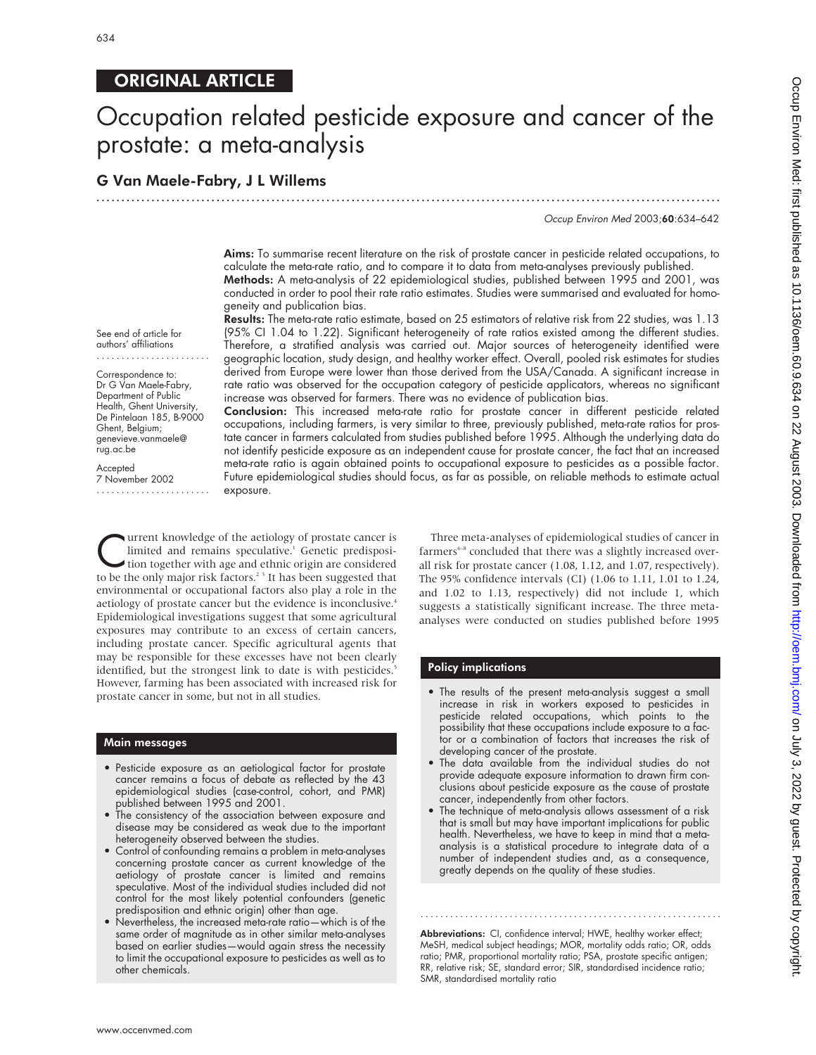# ORIGINAL ARTICLE

# Occupation related pesticide exposure and cancer of the prostate: a meta-analysis

## G Van Maele-Fabry, J L Willems

See end of article for authors' affiliations

Correspondence to: Dr G Van Maele-Fabry, Department of Public Health, Ghent University, De Pintelaan 185, B-9000 Ghent, Belgium; genevieve.vanmaele@rug.ac.be

Accepted 7 November 2002

**Aims:** To summarise recent literature on the risk of prostate cancer in pesticide related occupations, to calculate the meta-rate ratio, and to compare it to data from meta-analyses previously published.

**Methods:** A meta-analysis of 22 epidemiological studies, published between 1995 and 2001, was conducted in order to pool their rate ratio estimates. Studies were summarised and evaluated for homogeneity and publication bias.

**Results:** The meta-rate ratio estimate, based on 25 estimators of relative risk from 22 studies, was 1.13 (95% CI 1.04 to 1.22). Significant heterogeneity of rate ratios existed among the different studies. Therefore, a stratified analysis was carried out. Major sources of heterogeneity identified were geographic location, study design, and healthy worker effect. Overall, pooled risk estimates for studies derived from Europe were lower than those derived from the USA/Canada. A significant increase in rate ratio was observed for the occupation category of pesticide applicators, whereas no significant increase was observed for farmers. There was no evidence of publication bias.

**Conclusion:** This increased meta-rate ratio for prostate cancer in different pesticide related occupations, including farmers, is very similar to three, previously published, meta-rate ratios for prostate cancer in farmers calculated from studies published before 1995. Although the underlying data do not identify pesticide exposure as an independent cause for prostate cancer, the fact that an increased meta-rate ratio is again obtained points to occupational exposure to pesticides as a possible factor. Future epidemiological studies should focus, as far as possible, on reliable methods to estimate actual exposure.

Current knowledge of the aetiology of prostate cancer is limited and remains speculative.[1] Genetic predisposition together with age and ethnic origin are considered to be the only major risk factors.[2 3] It has been suggested that environmental or occupational factors also play a role in the aetiology of prostate cancer but the evidence is inconclusive.[4] Epidemiological investigations suggest that some agricultural exposures may contribute to an excess of certain cancers, including prostate cancer. Specific agricultural agents that may be responsible for these excesses have not been clearly identified, but the strongest link to date is with pesticides.[5] However, farming has been associated with increased risk for prostate cancer in some, but not in all studies.

### Main messages

- Pesticide exposure as an aetiological factor for prostate cancer remains a focus of debate as reflected by the 43 epidemiological studies (case-control, cohort, and PMR) published between 1995 and 2001.
- The consistency of the association between exposure and disease may be considered as weak due to the important heterogeneity observed between the studies.
- Control of confounding remains a problem in meta-analyses concerning prostate cancer as current knowledge of the aetiology of prostate cancer is limited and remains speculative. Most of the individual studies included did not control for the most likely potential confounders (genetic predisposition and ethnic origin) other than age.
- Nevertheless, the increased meta-rate ratio—which is of the same order of magnitude as in other similar meta-analyses based on earlier studies—would again stress the necessity to limit the occupational exposure to pesticides as well as to other chemicals.

Three meta-analyses of epidemiological studies of cancer in farmers[6–8] concluded that there was a slightly increased overall risk for prostate cancer (1.08, 1.12, and 1.07, respectively). The 95% confidence intervals (CI) (1.06 to 1.11, 1.01 to 1.24, and 1.02 to 1.13, respectively) did not include 1, which suggests a statistically significant increase. The three meta-analyses were conducted on studies published before 1995

### Policy implications

- The results of the present meta-analysis suggest a small increase in risk in workers exposed to pesticides in pesticide related occupations, which points to the possibility that these occupations include exposure to a factor or a combination of factors that increases the risk of developing cancer of the prostate.
- The data available from the individual studies do not provide adequate exposure information to drawn firm conclusions about pesticide exposure as the cause of prostate cancer, independently from other factors.
- The technique of meta-analysis allows assessment of a risk that is small but may have important implications for public health. Nevertheless, we have to keep in mind that a meta-analysis is a statistical procedure to integrate data of a number of independent studies and, as a consequence, greatly depends on the quality of these studies.

**Abbreviations:** CI, confidence interval; HWE, healthy worker effect; MeSH, medical subject headings; MOR, mortality odds ratio; OR, odds ratio; PMR, proportional mortality ratio; PSA, prostate specific antigen; RR, relative risk; SE, standard error; SIR, standardised incidence ratio; SMR, standardised mortality ratio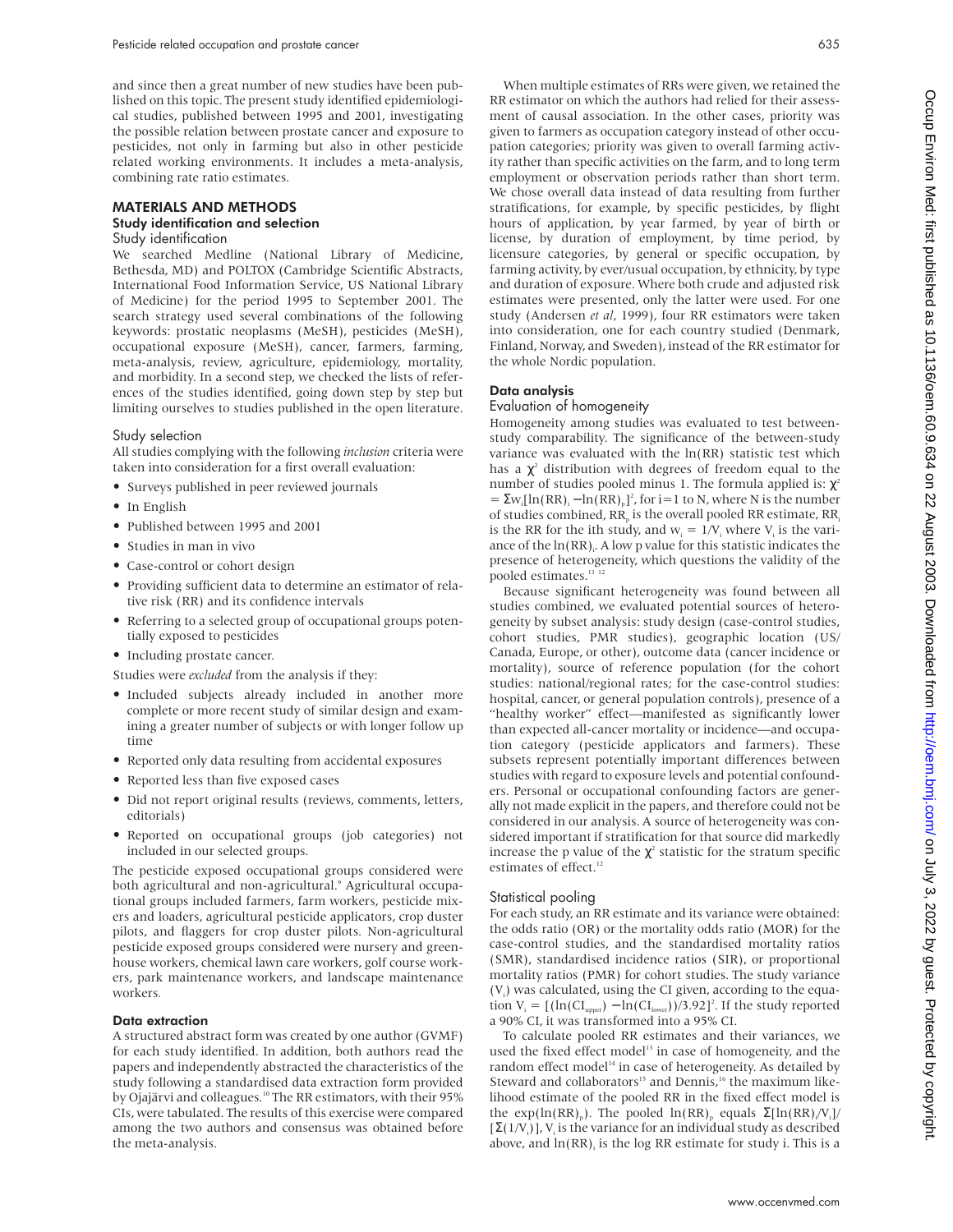and since then a great number of new studies have been published on this topic. The present study identified epidemiological studies, published between 1995 and 2001, investigating the possible relation between prostate cancer and exposure to pesticides, not only in farming but also in other pesticide related working environments. It includes a meta-analysis, combining rate ratio estimates.

## MATERIALS AND METHODS

### Study identification and selection

#### Study identification

We searched Medline (National Library of Medicine, Bethesda, MD) and POLTOX (Cambridge Scientific Abstracts, International Food Information Service, US National Library of Medicine) for the period 1995 to September 2001. The search strategy used several combinations of the following keywords: prostatic neoplasms (MeSH), pesticides (MeSH), occupational exposure (MeSH), cancer, farmers, farming, meta-analysis, review, agriculture, epidemiology, mortality, and morbidity. In a second step, we checked the lists of references of the studies identified, going down step by step but limiting ourselves to studies published in the open literature.

#### Study selection

All studies complying with the following *inclusion* criteria were taken into consideration for a first overall evaluation:

- Surveys published in peer reviewed journals
- In English
- Published between 1995 and 2001
- Studies in man in vivo
- Case-control or cohort design
- Providing sufficient data to determine an estimator of relative risk (RR) and its confidence intervals
- Referring to a selected group of occupational groups potentially exposed to pesticides
- Including prostate cancer.

Studies were *excluded* from the analysis if they:

- Included subjects already included in another more complete or more recent study of similar design and examining a greater number of subjects or with longer follow up time
- Reported only data resulting from accidental exposures
- Reported less than five exposed cases
- Did not report original results (reviews, comments, letters, editorials)
- Reported on occupational groups (job categories) not included in our selected groups.

The pesticide exposed occupational groups considered were both agricultural and non-agricultural.[9] Agricultural occupational groups included farmers, farm workers, pesticide mixers and loaders, agricultural pesticide applicators, crop duster pilots, and flaggers for crop duster pilots. Non-agricultural pesticide exposed groups considered were nursery and greenhouse workers, chemical lawn care workers, golf course workers, park maintenance workers, and landscape maintenance workers.

### Data extraction

A structured abstract form was created by one author (GVMF) for each study identified. In addition, both authors read the papers and independently abstracted the characteristics of the study following a standardised data extraction form provided by Ojajärvi and colleagues.[10] The RR estimators, with their 95% CIs, were tabulated. The results of this exercise were compared among the two authors and consensus was obtained before the meta-analysis.

When multiple estimates of RRs were given, we retained the RR estimator on which the authors had relied for their assessment of causal association. In the other cases, priority was given to farmers as occupation category instead of other occupation categories; priority was given to overall farming activity rather than specific activities on the farm, and to long term employment or observation periods rather than short term. We chose overall data instead of data resulting from further stratifications, for example, by specific pesticides, by flight hours of application, by year farmed, by year of birth or license, by duration of employment, by time period, by licensure categories, by general or specific occupation, by farming activity, by ever/usual occupation, by ethnicity, by type and duration of exposure. Where both crude and adjusted risk estimates were presented, only the latter were used. For one study (Andersen *et al*, 1999), four RR estimators were taken into consideration, one for each country studied (Denmark, Finland, Norway, and Sweden), instead of the RR estimator for the whole Nordic population.

### Data analysis

#### Evaluation of homogeneity

Homogeneity among studies was evaluated to test between-study comparability. The significance of the between-study variance was evaluated with the ln(RR) statistic test which has a $\chi^2$ distribution with degrees of freedom equal to the number of studies pooled minus 1. The formula applied is: $\chi^2 = \Sigma w_i[\ln(RR)_i - \ln(RR)_p]^2$, for i=1 to N, where N is the number of studies combined, $RR_p$ is the overall pooled RR estimate, $RR_i$ is the RR for the ith study, and $w_i = 1/V_i$ where $V_i$ is the variance of the $\ln(RR)_i$. A low p value for this statistic indicates the presence of heterogeneity, which questions the validity of the pooled estimates.[11,12]

Because significant heterogeneity was found between all studies combined, we evaluated potential sources of heterogeneity by subset analysis: study design (case-control studies, cohort studies, PMR studies), geographic location (US/Canada, Europe, or other), outcome data (cancer incidence or mortality), source of reference population (for the cohort studies: national/regional rates; for the case-control studies: hospital, cancer, or general population controls), presence of a "healthy worker" effect—manifested as significantly lower than expected all-cancer mortality or incidence—and occupation category (pesticide applicators and farmers). These subsets represent potentially important differences between studies with regard to exposure levels and potential confounders. Personal or occupational confounding factors are generally not made explicit in the papers, and therefore could not be considered in our analysis. A source of heterogeneity was considered important if stratification for that source did markedly increase the p value of the $\chi^2$ statistic for the stratum specific estimates of effect.[12]

#### Statistical pooling

For each study, an RR estimate and its variance were obtained: the odds ratio (OR) or the mortality odds ratio (MOR) for the case-control studies, and the standardised mortality ratios (SMR), standardised incidence ratios (SIR), or proportional mortality ratios (PMR) for cohort studies. The study variance ($V_i$) was calculated, using the CI given, according to the equation $V_i = [(\ln(CI_{upper}) - \ln(CI_{lower}))/3.92]^2$. If the study reported a 90% CI, it was transformed into a 95% CI.

To calculate pooled RR estimates and their variances, we used the fixed effect model[13] in case of homogeneity, and the random effect model[14] in case of heterogeneity. As detailed by Steward and collaborators[15] and Dennis,[16] the maximum likelihood estimate of the pooled RR in the fixed effect model is the $\exp(\ln(RR)_p)$. The pooled $\ln(RR)_p$ equals $\Sigma[\ln(RR)_i/V_i]/[\Sigma(1/V_i)]$, $V_i$ is the variance for an individual study as described above, and $\ln(RR)_i$ is the log RR estimate for study i. This is a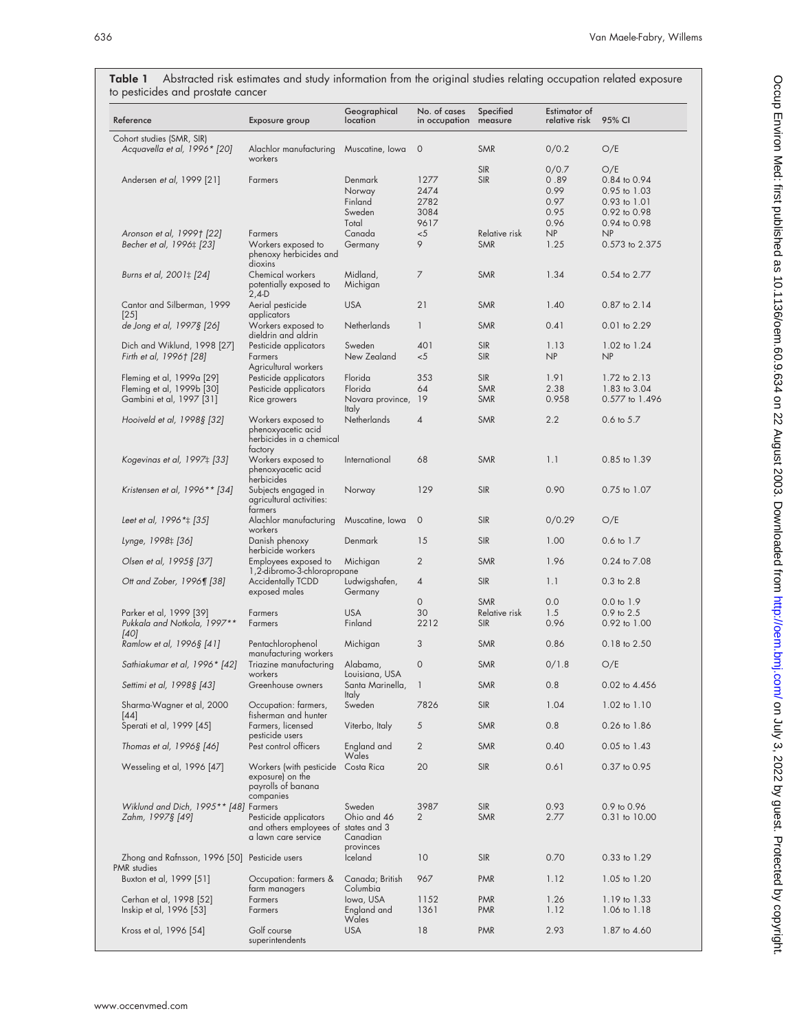**Table 1** Abstracted risk estimates and study information from the original studies relating occupation related exposure to pesticides and prostate cancer

| Reference | Exposure group | Geographical location | No. of cases in occupation | Specified measure | Estimator of relative risk | 95% CI |
|---|---|---|---|---|---|---|
| Cohort studies (SMR, SIR) | | | | | | |
| *Acquavella et al, 1996\* [20]* | Alachlor manufacturing workers | Muscatine, Iowa | 0 | SMR | 0/0.2 | O/E |
| | | | | SIR | 0/0.7 | O/E |
| Andersen *et al*, 1999 [21] | Farmers | Denmark | 1277 | SIR | 0 .89 | 0.84 to 0.94 |
| | | Norway | 2474 | | 0.99 | 0.95 to 1.03 |
| | | Finland | 2782 | | 0.97 | 0.93 to 1.01 |
| | | Sweden | 3084 | | 0.95 | 0.92 to 0.98 |
| | | Total | 9617 | | 0.96 | 0.94 to 0.98 |
| *Aronson et al, 1999† [22]* | Farmers | Canada | <5 | Relative risk | NP | NP |
| *Becher et al, 1996‡ [23]* | Workers exposed to phenoxy herbicides and dioxins | Germany | 9 | SMR | 1.25 | 0.573 to 2.375 |
| *Burns et al, 2001‡ [24]* | Chemical workers potentially exposed to 2,4-D | Midland, Michigan | 7 | SMR | 1.34 | 0.54 to 2.77 |
| Cantor and Silberman, 1999 [25] | Aerial pesticide applicators | USA | 21 | SMR | 1.40 | 0.87 to 2.14 |
| *de Jong et al, 1997§ [26]* | Workers exposed to dieldrin and aldrin | Netherlands | 1 | SMR | 0.41 | 0.01 to 2.29 |
| Dich and Wiklund, 1998 [27] | Pesticide applicators | Sweden | 401 | SIR | 1.13 | 1.02 to 1.24 |
| *Firth et al, 1996† [28]* | Farmers Agricultural workers | New Zealand | <5 | SIR | NP | NP |
| Fleming et al, 1999a [29] | Pesticide applicators | Florida | 353 | SIR | 1.91 | 1.72 to 2.13 |
| Fleming et al, 1999b [30] | Pesticide applicators | Florida | 64 | SMR | 2.38 | 1.83 to 3.04 |
| Gambini et al, 1997 [31] | Rice growers | Novara province, Italy | 19 | SMR | 0.958 | 0.577 to 1.496 |
| *Hooiveld et al, 1998§ [32]* | Workers exposed to phenoxyacetic acid herbicides in a chemical factory | Netherlands | 4 | SMR | 2.2 | 0.6 to 5.7 |
| *Kogevinas et al, 1997‡ [33]* | Workers exposed to phenoxyacetic acid herbicides | International | 68 | SMR | 1.1 | 0.85 to 1.39 |
| *Kristensen et al, 1996\*\* [34]* | Subjects engaged in agricultural activities: farmers | Norway | 129 | SIR | 0.90 | 0.75 to 1.07 |
| *Leet et al, 1996\*‡ [35]* | Alachlor manufacturing workers | Muscatine, Iowa | 0 | SIR | 0/0.29 | O/E |
| *Lynge, 1998‡ [36]* | Danish phenoxy herbicide workers | Denmark | 15 | SIR | 1.00 | 0.6 to 1.7 |
| *Olsen et al, 1995§ [37]* | Employees exposed to 1,2-dibromo-3-chloropropane | Michigan | 2 | SMR | 1.96 | 0.24 to 7.08 |
| *Ott and Zober, 1996¶ [38]* | Accidentally TCDD exposed males | Ludwigshafen, Germany | 4 | SIR | 1.1 | 0.3 to 2.8 |
| | | | 0 | SMR | 0.0 | 0.0 to 1.9 |
| Parker et al, 1999 [39] | Farmers | USA | 30 | Relative risk | 1.5 | 0.9 to 2.5 |
| *Pukkala and Notkola, 1997\*\* [40]* | Farmers | Finland | 2212 | SIR | 0.96 | 0.92 to 1.00 |
| *Ramlow et al, 1996§ [41]* | Pentachlorophenol manufacturing workers | Michigan | 3 | SMR | 0.86 | 0.18 to 2.50 |
| *Sathiakumar et al, 1996\* [42]* | Triazine manufacturing workers | Alabama, Louisiana, USA | 0 | SMR | 0/1.8 | O/E |
| *Settimi et al, 1998§ [43]* | Greenhouse owners | Santa Marinella, Italy | 1 | SMR | 0.8 | 0.02 to 4.456 |
| Sharma-Wagner et al, 2000 [44] | Occupation: farmers, fisherman and hunter | Sweden | 7826 | SIR | 1.04 | 1.02 to 1.10 |
| Sperati et al, 1999 [45] | Farmers, licensed pesticide users | Viterbo, Italy | 5 | SMR | 0.8 | 0.26 to 1.86 |
| *Thomas et al, 1996§ [46]* | Pest control officers | England and Wales | 2 | SMR | 0.40 | 0.05 to 1.43 |
| Wesseling et al, 1996 [47] | Workers (with pesticide exposure) on the payrolls of banana companies | Costa Rica | 20 | SIR | 0.61 | 0.37 to 0.95 |
| *Wiklund and Dich, 1995\*\* [48]* | Farmers | Sweden | 3987 | SIR | 0.93 | 0.9 to 0.96 |
| *Zahm, 1997§ [49]* | Pesticide applicators and others employees of a lawn care service | Ohio and 46 states and 3 Canadian provinces | 2 | SMR | 2.77 | 0.31 to 10.00 |
| Zhong and Rafnsson, 1996 [50] | Pesticide users | Iceland | 10 | SIR | 0.70 | 0.33 to 1.29 |
| PMR studies | | | | | | |
| Buxton et al, 1999 [51] | Occupation: farmers & farm managers | Canada; British Columbia | 967 | PMR | 1.12 | 1.05 to 1.20 |
| Cerhan et al, 1998 [52] | Farmers | Iowa, USA | 1152 | PMR | 1.26 | 1.19 to 1.33 |
| Inskip et al, 1996 [53] | Farmers | England and Wales | 1361 | PMR | 1.12 | 1.06 to 1.18 |
| Kross et al, 1996 [54] | Golf course superintendents | USA | 18 | PMR | 2.93 | 1.87 to 4.60 |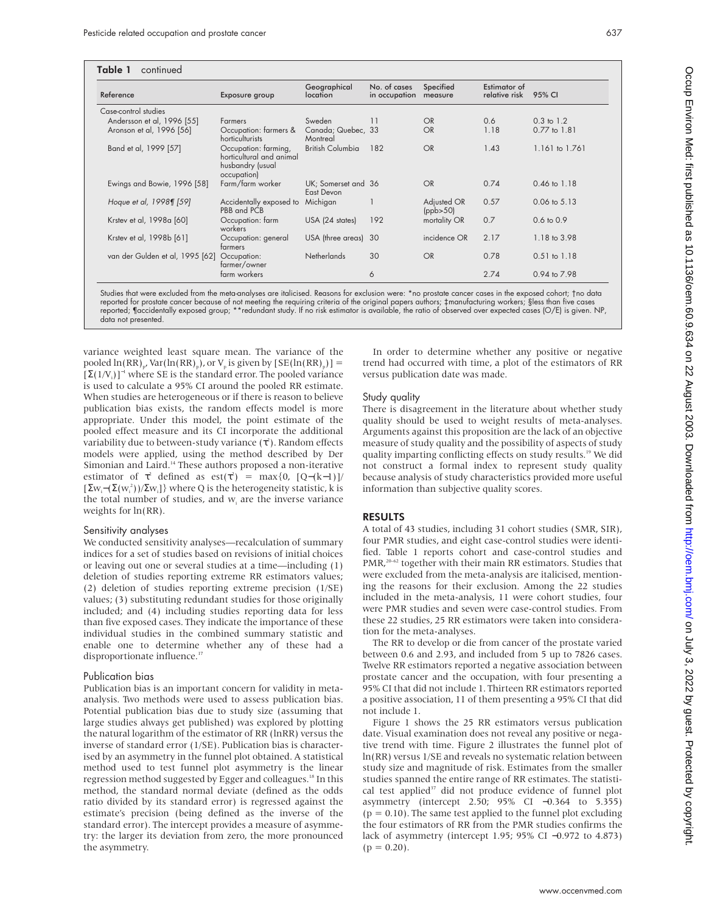**Table 1** continued

| Reference | Exposure group | Geographical location | No. of cases in occupation | Specified measure | Estimator of relative risk | 95% CI |
|---|---|---|---|---|---|---|
| Case-control studies | | | | | | |
| Andersson et al, 1996 [55] | Farmers | Sweden | 11 | OR | 0.6 | 0.3 to 1.2 |
| Aronson et al, 1996 [56] | Occupation: farmers & horticulturists | Canada; Quebec, Montreal | 33 | OR | 1.18 | 0.77 to 1.81 |
| Band et al, 1999 [57] | Occupation: farming, horticultural and animal husbandry (usual occupation) | British Columbia | 182 | OR | 1.43 | 1.161 to 1.761 |
| Ewings and Bowie, 1996 [58] | Farm/farm worker | UK; Somerset and East Devon | 36 | OR | 0.74 | 0.46 to 1.18 |
| *Hoque et al, 1998¶ [59]* | Accidentally exposed to PBB and PCB | Michigan | 1 | Adjusted OR (ppb>50) | 0.57 | 0.06 to 5.13 |
| Krstev et al, 1998a [60] | Occupation: farm workers | USA (24 states) | 192 | mortality OR | 0.7 | 0.6 to 0.9 |
| Krstev et al, 1998b [61] | Occupation: general farmers | USA (three areas) | 30 | incidence OR | 2.17 | 1.18 to 3.98 |
| van der Gulden et al, 1995 [62] | Occupation: farmer/owner | Netherlands | 30 | OR | 0.78 | 0.51 to 1.18 |
| | farm workers | | 6 | | 2.74 | 0.94 to 7.98 |

Studies that were excluded from the meta-analyses are italicised. Reasons for exclusion were: *no prostate cancer cases in the exposed cohort; †no data reported for prostate cancer because of not meeting the requiring criteria of the original papers authors; ‡manufacturing workers; §less than five cases reported; ¶accidentally exposed group; **redundant study. If no risk estimator is available, the ratio of observed over expected cases (O/E) is given. NP, data not presented.

variance weighted least square mean. The variance of the pooled $\ln(RR)_p$, $Var(\ln(RR)_p)$, or $V_p$ is given by $[SE(\ln(RR)_p)] = [\Sigma(1/V_i)]^{-1}$ where SE is the standard error. The pooled variance is used to calculate a 95% CI around the pooled RR estimate. When studies are heterogeneous or if there is reason to believe publication bias exists, the random effects model is more appropriate. Under this model, the point estimate of the pooled effect measure and its CI incorporate the additional variability due to between-study variance ($\tau^2$). Random effects models were applied, using the method described by Der Simonian and Laird.[14] These authors proposed a non-iterative estimator of $\tau^2$ defined as $est(\tau^2) = \max\{0, [Q-(k-1)]/[\Sigma w_i-(\Sigma(w_i^2))/\Sigma w_i]\}$ where Q is the heterogeneity statistic, k is the total number of studies, and $w_i$ are the inverse variance weights for ln(RR).

### Sensitivity analyses

We conducted sensitivity analyses—recalculation of summary indices for a set of studies based on revisions of initial choices or leaving out one or several studies at a time—including (1) deletion of studies reporting extreme RR estimators values; (2) deletion of studies reporting extreme precision (1/SE) values; (3) substituting redundant studies for those originally included; and (4) including studies reporting data for less than five exposed cases. They indicate the importance of these individual studies in the combined summary statistic and enable one to determine whether any of these had a disproportionate influence.[17]

### Publication bias

Publication bias is an important concern for validity in meta-analysis. Two methods were used to assess publication bias. Potential publication bias due to study size (assuming that large studies always get published) was explored by plotting the natural logarithm of the estimator of RR (lnRR) versus the inverse of standard error (1/SE). Publication bias is characterised by an asymmetry in the funnel plot obtained. A statistical method used to test funnel plot asymmetry is the linear regression method suggested by Egger and colleagues.[18] In this method, the standard normal deviate (defined as the odds ratio divided by its standard error) is regressed against the estimate's precision (being defined as the inverse of the standard error). The intercept provides a measure of asymmetry: the larger its deviation from zero, the more pronounced the asymmetry.

In order to determine whether any positive or negative trend had occurred with time, a plot of the estimators of RR versus publication date was made.

### Study quality

There is disagreement in the literature about whether study quality should be used to weight results of meta-analyses. Arguments against this proposition are the lack of an objective measure of study quality and the possibility of aspects of study quality imparting conflicting effects on study results.[19] We did not construct a formal index to represent study quality because analysis of study characteristics provided more useful information than subjective quality scores.

## RESULTS

A total of 43 studies, including 31 cohort studies (SMR, SIR), four PMR studies, and eight case-control studies were identified. Table 1 reports cohort and case-control studies and PMR,[20–62] together with their main RR estimators. Studies that were excluded from the meta-analysis are italicised, mentioning the reasons for their exclusion. Among the 22 studies included in the meta-analysis, 11 were cohort studies, four were PMR studies and seven were case-control studies. From these 22 studies, 25 RR estimators were taken into consideration for the meta-analyses.

The RR to develop or die from cancer of the prostate varied between 0.6 and 2.93, and included from 5 up to 7826 cases. Twelve RR estimators reported a negative association between prostate cancer and the occupation, with four presenting a 95% CI that did not include 1. Thirteen RR estimators reported a positive association, 11 of them presenting a 95% CI that did not include 1.

Figure 1 shows the 25 RR estimators versus publication date. Visual examination does not reveal any positive or negative trend with time. Figure 2 illustrates the funnel plot of ln(RR) versus 1/SE and reveals no systematic relation between study size and magnitude of risk. Estimates from the smaller studies spanned the entire range of RR estimates. The statistical test applied[17] did not produce evidence of funnel plot asymmetry (intercept 2.50; 95% CI −0.364 to 5.355) ($p = 0.10$). The same test applied to the funnel plot excluding the four estimators of RR from the PMR studies confirms the lack of asymmetry (intercept 1.95; 95% CI −0.972 to 4.873) ($p = 0.20$).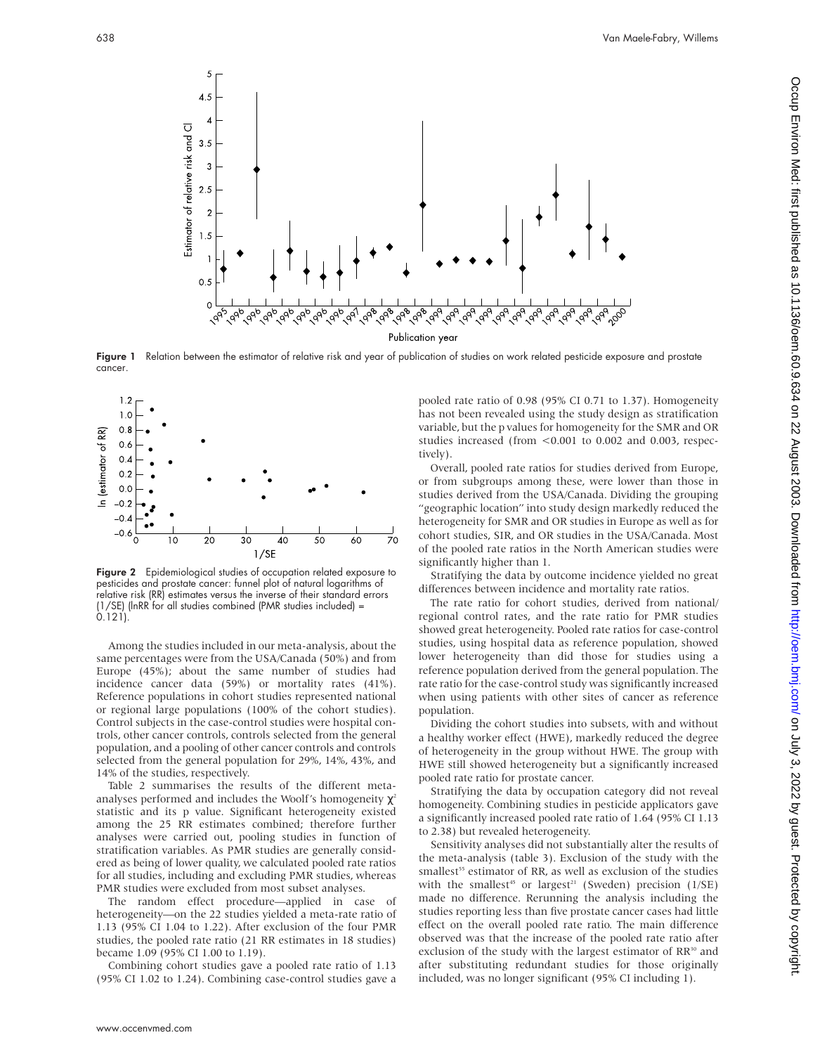**Figure 1** Relation between the estimator of relative risk and year of publication of studies on work related pesticide exposure and prostate cancer.

**Figure 2** Epidemiological studies of occupation related exposure to pesticides and prostate cancer: funnel plot of natural logarithms of relative risk (RR) estimates versus the inverse of their standard errors (1/SE) (lnRR for all studies combined (PMR studies included) = 0.121).

Among the studies included in our meta-analysis, about the same percentages were from the USA/Canada (50%) and from Europe (45%); about the same number of studies had incidence cancer data (59%) or mortality rates (41%). Reference populations in cohort studies represented national or regional large populations (100% of the cohort studies). Control subjects in the case-control studies were hospital controls, other cancer controls, controls selected from the general population, and a pooling of other cancer controls and controls selected from the general population for 29%, 14%, 43%, and 14% of the studies, respectively.

Table 2 summarises the results of the different meta-analyses performed and includes the Woolf's homogeneity $\chi^2$ statistic and its p value. Significant heterogeneity existed among the 25 RR estimates combined; therefore further analyses were carried out, pooling studies in function of stratification variables. As PMR studies are generally considered as being of lower quality, we calculated pooled rate ratios for all studies, including and excluding PMR studies, whereas PMR studies were excluded from most subset analyses.

The random effect procedure—applied in case of heterogeneity—on the 22 studies yielded a meta-rate ratio of 1.13 (95% CI 1.04 to 1.22). After exclusion of the four PMR studies, the pooled rate ratio (21 RR estimates in 18 studies) became 1.09 (95% CI 1.00 to 1.19).

Combining cohort studies gave a pooled rate ratio of 1.13 (95% CI 1.02 to 1.24). Combining case-control studies gave a pooled rate ratio of 0.98 (95% CI 0.71 to 1.37). Homogeneity has not been revealed using the study design as stratification variable, but the p values for homogeneity for the SMR and OR studies increased (from $<0.001$ to 0.002 and 0.003, respectively).

Overall, pooled rate ratios for studies derived from Europe, or from subgroups among these, were lower than those in studies derived from the USA/Canada. Dividing the grouping "geographic location" into study design markedly reduced the heterogeneity for SMR and OR studies in Europe as well as for cohort studies, SIR, and OR studies in the USA/Canada. Most of the pooled rate ratios in the North American studies were significantly higher than 1.

Stratifying the data by outcome incidence yielded no great differences between incidence and mortality rate ratios.

The rate ratio for cohort studies, derived from national/regional control rates, and the rate ratio for PMR studies showed great heterogeneity. Pooled rate ratios for case-control studies, using hospital data as reference population, showed lower heterogeneity than did those for studies using a reference population derived from the general population. The rate ratio for the case-control study was significantly increased when using patients with other sites of cancer as reference population.

Dividing the cohort studies into subsets, with and without a healthy worker effect (HWE), markedly reduced the degree of heterogeneity in the group without HWE. The group with HWE still showed heterogeneity but a significantly increased pooled rate ratio for prostate cancer.

Stratifying the data by occupation category did not reveal homogeneity. Combining studies in pesticide applicators gave a significantly increased pooled rate ratio of 1.64 (95% CI 1.13 to 2.38) but revealed heterogeneity.

Sensitivity analyses did not substantially alter the results of the meta-analysis (table 3). Exclusion of the study with the smallest[55] estimator of RR, as well as exclusion of the studies with the smallest[45] or largest[21] (Sweden) precision (1/SE) made no difference. Rerunning the analysis including the studies reporting less than five prostate cancer cases had little effect on the overall pooled rate ratio. The main difference observed was that the increase of the pooled rate ratio after exclusion of the study with the largest estimator of RR[30] and after substituting redundant studies for those originally included, was no longer significant (95% CI including 1).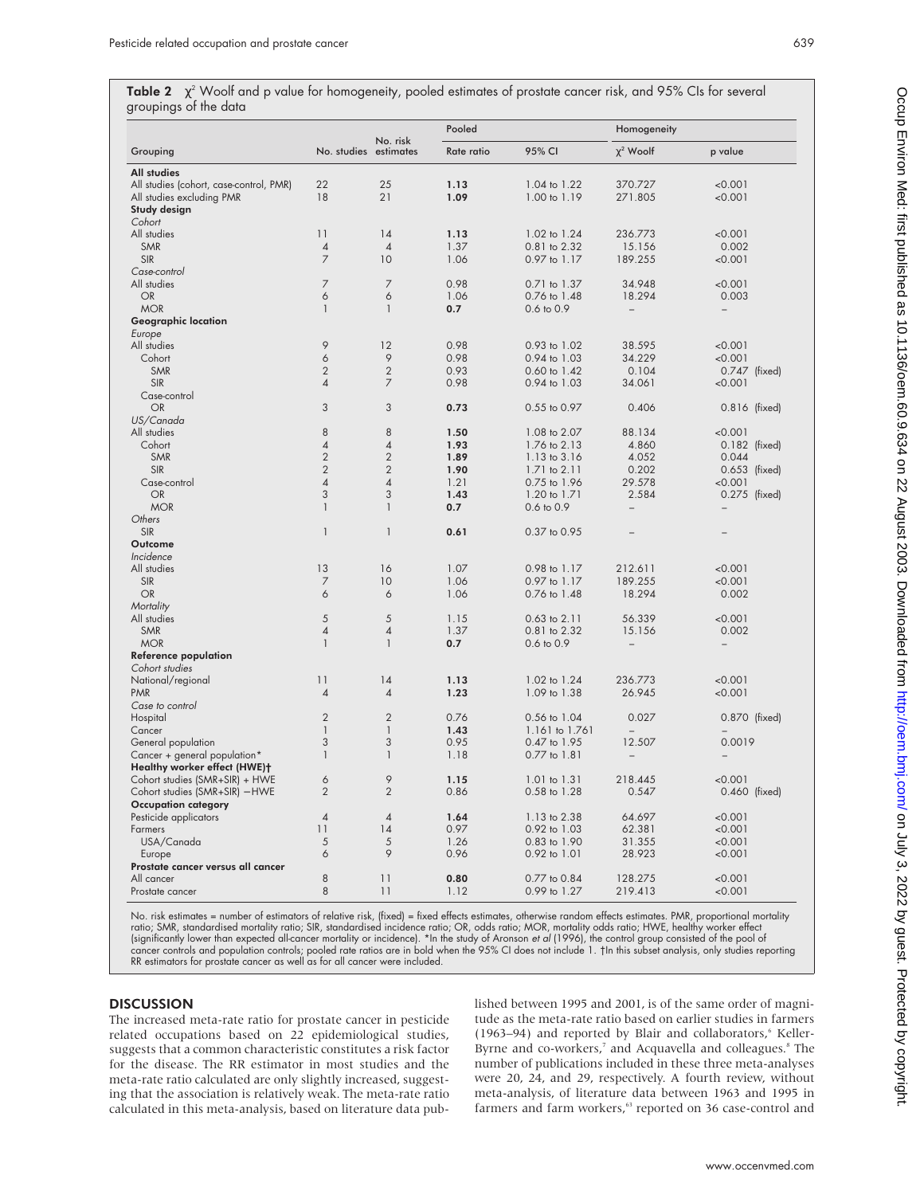**Table 2** $\chi^2$ Woolf and p value for homogeneity, pooled estimates of prostate cancer risk, and 95% CIs for several groupings of the data

| Grouping | No. studies | No. risk estimates | Pooled Rate ratio | Pooled 95% CI | Homogeneity $\chi^2$ Woolf | Homogeneity p value |
|---|---|---|---|---|---|---|
| **All studies** | | | | | | |
| All studies (cohort, case-control, PMR) | 22 | 25 | **1.13** | 1.04 to 1.22 | 370.727 | <0.001 |
| All studies excluding PMR | 18 | 21 | **1.09** | 1.00 to 1.19 | 271.805 | <0.001 |
| **Study design** | | | | | | |
| *Cohort* | | | | | | |
| All studies | 11 | 14 | **1.13** | 1.02 to 1.24 | 236.773 | <0.001 |
| SMR | 4 | 4 | 1.37 | 0.81 to 2.32 | 15.156 | 0.002 |
| SIR | 7 | 10 | 1.06 | 0.97 to 1.17 | 189.255 | <0.001 |
| *Case-control* | | | | | | |
| All studies | 7 | 7 | 0.98 | 0.71 to 1.37 | 34.948 | <0.001 |
| OR | 6 | 6 | 1.06 | 0.76 to 1.48 | 18.294 | 0.003 |
| MOR | 1 | 1 | **0.7** | 0.6 to 0.9 | – | – |
| **Geographic location** | | | | | | |
| *Europe* | | | | | | |
| All studies | 9 | 12 | 0.98 | 0.93 to 1.02 | 38.595 | <0.001 |
| Cohort | 6 | 9 | 0.98 | 0.94 to 1.03 | 34.229 | <0.001 |
| SMR | 2 | 2 | 0.93 | 0.60 to 1.42 | 0.104 | 0.747 (fixed) |
| SIR | 4 | 7 | 0.98 | 0.94 to 1.03 | 34.061 | <0.001 |
| Case-control | | | | | | |
| OR | 3 | 3 | **0.73** | 0.55 to 0.97 | 0.406 | 0.816 (fixed) |
| *US/Canada* | | | | | | |
| All studies | 8 | 8 | **1.50** | 1.08 to 2.07 | 88.134 | <0.001 |
| Cohort | 4 | 4 | **1.93** | 1.76 to 2.13 | 4.860 | 0.182 (fixed) |
| SMR | 2 | 2 | **1.89** | 1.13 to 3.16 | 4.052 | 0.044 |
| SIR | 2 | 2 | **1.90** | 1.71 to 2.11 | 0.202 | 0.653 (fixed) |
| Case-control | 4 | 4 | 1.21 | 0.75 to 1.96 | 29.578 | <0.001 |
| OR | 3 | 3 | **1.43** | 1.20 to 1.71 | 2.584 | 0.275 (fixed) |
| MOR | 1 | 1 | **0.7** | 0.6 to 0.9 | – | – |
| *Others* | | | | | | |
| SIR | 1 | 1 | **0.61** | 0.37 to 0.95 | – | – |
| **Outcome** | | | | | | |
| *Incidence* | | | | | | |
| All studies | 13 | 16 | 1.07 | 0.98 to 1.17 | 212.611 | <0.001 |
| SIR | 7 | 10 | 1.06 | 0.97 to 1.17 | 189.255 | <0.001 |
| OR | 6 | 6 | 1.06 | 0.76 to 1.48 | 18.294 | 0.002 |
| *Mortality* | | | | | | |
| All studies | 5 | 5 | 1.15 | 0.63 to 2.11 | 56.339 | <0.001 |
| SMR | 4 | 4 | 1.37 | 0.81 to 2.32 | 15.156 | 0.002 |
| MOR | 1 | 1 | **0.7** | 0.6 to 0.9 | – | – |
| **Reference population** | | | | | | |
| *Cohort studies* | | | | | | |
| National/regional | 11 | 14 | **1.13** | 1.02 to 1.24 | 236.773 | <0.001 |
| PMR | 4 | 4 | **1.23** | 1.09 to 1.38 | 26.945 | <0.001 |
| *Case to control* | | | | | | |
| Hospital | 2 | 2 | 0.76 | 0.56 to 1.04 | 0.027 | 0.870 (fixed) |
| Cancer | 1 | 1 | **1.43** | 1.161 to 1.761 | – | – |
| General population | 3 | 3 | 0.95 | 0.47 to 1.95 | 12.507 | 0.0019 |
| Cancer + general population* | 1 | 1 | 1.18 | 0.77 to 1.81 | – | – |
| **Healthy worker effect (HWE)†** | | | | | | |
| Cohort studies (SMR+SIR) + HWE | 6 | 9 | **1.15** | 1.01 to 1.31 | 218.445 | <0.001 |
| Cohort studies (SMR+SIR) −HWE | 2 | 2 | 0.86 | 0.58 to 1.28 | 0.547 | 0.460 (fixed) |
| **Occupation category** | | | | | | |
| Pesticide applicators | 4 | 4 | **1.64** | 1.13 to 2.38 | 64.697 | <0.001 |
| Farmers | 11 | 14 | 0.97 | 0.92 to 1.03 | 62.381 | <0.001 |
| USA/Canada | 5 | 5 | 1.26 | 0.83 to 1.90 | 31.355 | <0.001 |
| Europe | 6 | 9 | 0.96 | 0.92 to 1.01 | 28.923 | <0.001 |
| **Prostate cancer versus all cancer** | | | | | | |
| All cancer | 8 | 11 | **0.80** | 0.77 to 0.84 | 128.275 | <0.001 |
| Prostate cancer | 8 | 11 | 1.12 | 0.99 to 1.27 | 219.413 | <0.001 |

No. risk estimates = number of estimators of relative risk, (fixed) = fixed effects estimates, otherwise random effects estimates. PMR, proportional mortality ratio; SMR, standardised mortality ratio; SIR, standardised incidence ratio; OR, odds ratio; MOR, mortality odds ratio; HWE, healthy worker effect (significantly lower than expected all-cancer mortality or incidence). *In the study of Aronson *et al* (1996), the control group consisted of the pool of cancer controls and population controls; pooled rate ratios are in bold when the 95% CI does not include 1. †In this subset analysis, only studies reporting RR estimators for prostate cancer as well as for all cancer were included.

## DISCUSSION

The increased meta-rate ratio for prostate cancer in pesticide related occupations based on 22 epidemiological studies, suggests that a common characteristic constitutes a risk factor for the disease. The RR estimator in most studies and the meta-rate ratio calculated are only slightly increased, suggesting that the association is relatively weak. The meta-rate ratio calculated in this meta-analysis, based on literature data published between 1995 and 2001, is of the same order of magnitude as the meta-rate ratio based on earlier studies in farmers (1963–94) and reported by Blair and collaborators,[6] Keller-Byrne and co-workers,[7] and Acquavella and colleagues.[8] The number of publications included in these three meta-analyses were 20, 24, and 29, respectively. A fourth review, without meta-analysis, of literature data between 1963 and 1995 in farmers and farm workers,[63] reported on 36 case-control and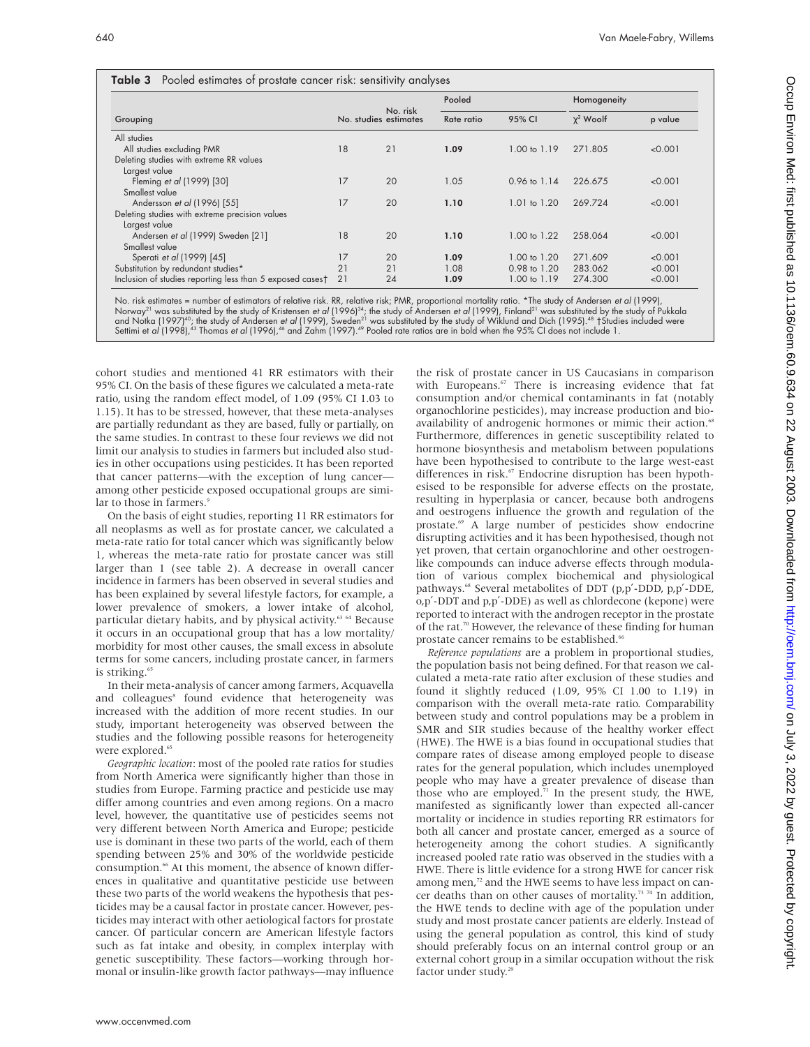**Table 3** Pooled estimates of prostate cancer risk: sensitivity analyses

| Grouping | No. studies | No. risk estimates | Pooled Rate ratio | Pooled 95% CI | Homogeneity $\chi^2$ Woolf | Homogeneity p value |
|---|---|---|---|---|---|---|
| All studies | | | | | | |
| All studies excluding PMR | 18 | 21 | **1.09** | 1.00 to 1.19 | 271.805 | <0.001 |
| Deleting studies with extreme RR values | | | | | | |
| Largest value | | | | | | |
| Fleming *et al* (1999) [30] | 17 | 20 | 1.05 | 0.96 to 1.14 | 226.675 | <0.001 |
| Smallest value | | | | | | |
| Andersson *et al* (1996) [55] | 17 | 20 | **1.10** | 1.01 to 1.20 | 269.724 | <0.001 |
| Deleting studies with extreme precision values | | | | | | |
| Largest value | | | | | | |
| Andersen *et al* (1999) Sweden [21] | 18 | 20 | **1.10** | 1.00 to 1.22 | 258.064 | <0.001 |
| Smallest value | | | | | | |
| Sperati *et al* (1999) [45] | 17 | 20 | **1.09** | 1.00 to 1.20 | 271.609 | <0.001 |
| Substitution by redundant studies* | 21 | 21 | 1.08 | 0.98 to 1.20 | 283.062 | <0.001 |
| Inclusion of studies reporting less than 5 exposed cases† | 21 | 24 | **1.09** | 1.00 to 1.19 | 274.300 | <0.001 |

No. risk estimates = number of estimators of relative risk. RR, relative risk; PMR, proportional mortality ratio. *The study of Andersen *et al* (1999), Norway[21] was substituted by the study of Kristensen *et al* (1996)[34]; the study of Andersen *et al* (1999), Finland[21] was substituted by the study of Pukkala and Notka (1997)[40]; the study of Andersen *et al* (1999), Sweden[21] was substituted by the study of Wiklund and Dich (1995).[48] †Studies included were Settimi et *al* (1998),[43] Thomas *et al* (1996),[46] and Zahm (1997).[49] Pooled rate ratios are in bold when the 95% CI does not include 1.

cohort studies and mentioned 41 RR estimators with their 95% CI. On the basis of these figures we calculated a meta-rate ratio, using the random effect model, of 1.09 (95% CI 1.03 to 1.15). It has to be stressed, however, that these meta-analyses are partially redundant as they are based, fully or partially, on the same studies. In contrast to these four reviews we did not limit our analysis to studies in farmers but included also studies in other occupations using pesticides. It has been reported that cancer patterns—with the exception of lung cancer—among other pesticide exposed occupational groups are similar to those in farmers.[9]

On the basis of eight studies, reporting 11 RR estimators for all neoplasms as well as for prostate cancer, we calculated a meta-rate ratio for total cancer which was significantly below 1, whereas the meta-rate ratio for prostate cancer was still larger than 1 (see table 2). A decrease in overall cancer incidence in farmers has been observed in several studies and has been explained by several lifestyle factors, for example, a lower prevalence of smokers, a lower intake of alcohol, particular dietary habits, and by physical activity.[63 64] Because it occurs in an occupational group that has a low mortality/morbidity for most other causes, the small excess in absolute terms for some cancers, including prostate cancer, in farmers is striking.[65]

In their meta-analysis of cancer among farmers, Acquavella and colleagues[8] found evidence that heterogeneity was increased with the addition of more recent studies. In our study, important heterogeneity was observed between the studies and the following possible reasons for heterogeneity were explored.[65]

*Geographic location*: most of the pooled rate ratios for studies from North America were significantly higher than those in studies from Europe. Farming practice and pesticide use may differ among countries and even among regions. On a macro level, however, the quantitative use of pesticides seems not very different between North America and Europe; pesticide use is dominant in these two parts of the world, each of them spending between 25% and 30% of the worldwide pesticide consumption.[66] At this moment, the absence of known differences in qualitative and quantitative pesticide use between these two parts of the world weakens the hypothesis that pesticides may be a causal factor in prostate cancer. However, pesticides may interact with other aetiological factors for prostate cancer. Of particular concern are American lifestyle factors such as fat intake and obesity, in complex interplay with genetic susceptibility. These factors—working through hormonal or insulin-like growth factor pathways—may influence the risk of prostate cancer in US Caucasians in comparison with Europeans.[67] There is increasing evidence that fat consumption and/or chemical contaminants in fat (notably organochlorine pesticides), may increase production and bioavailability of androgenic hormones or mimic their action.[68] Furthermore, differences in genetic susceptibility related to hormone biosynthesis and metabolism between populations have been hypothesised to contribute to the large west-east differences in risk.[67] Endocrine disruption has been hypothesised to be responsible for adverse effects on the prostate, resulting in hyperplasia or cancer, because both androgens and oestrogens influence the growth and regulation of the prostate.[69] A large number of pesticides show endocrine disrupting activities and it has been hypothesised, though not yet proven, that certain organochlorine and other oestrogen-like compounds can induce adverse effects through modulation of various complex biochemical and physiological pathways.[68] Several metabolites of DDT (p,p′-DDD, p,p′-DDE, o,p′-DDT and p,p′-DDE) as well as chlordecone (kepone) were reported to interact with the androgen receptor in the prostate of the rat.[70] However, the relevance of these finding for human prostate cancer remains to be established.[66]

*Reference populations* are a problem in proportional studies, the population basis not being defined. For that reason we calculated a meta-rate ratio after exclusion of these studies and found it slightly reduced (1.09, 95% CI 1.00 to 1.19) in comparison with the overall meta-rate ratio. Comparability between study and control populations may be a problem in SMR and SIR studies because of the healthy worker effect (HWE). The HWE is a bias found in occupational studies that compare rates of disease among employed people to disease rates for the general population, which includes unemployed people who may have a greater prevalence of disease than those who are employed.[71] In the present study, the HWE, manifested as significantly lower than expected all-cancer mortality or incidence in studies reporting RR estimators for both all cancer and prostate cancer, emerged as a source of heterogeneity among the cohort studies. A significantly increased pooled rate ratio was observed in the studies with a HWE. There is little evidence for a strong HWE for cancer risk among men,[72] and the HWE seems to have less impact on cancer deaths than on other causes of mortality.[73 74] In addition, the HWE tends to decline with age of the population under study and most prostate cancer patients are elderly. Instead of using the general population as control, this kind of study should preferably focus on an internal control group or an external cohort group in a similar occupation without the risk factor under study.[29]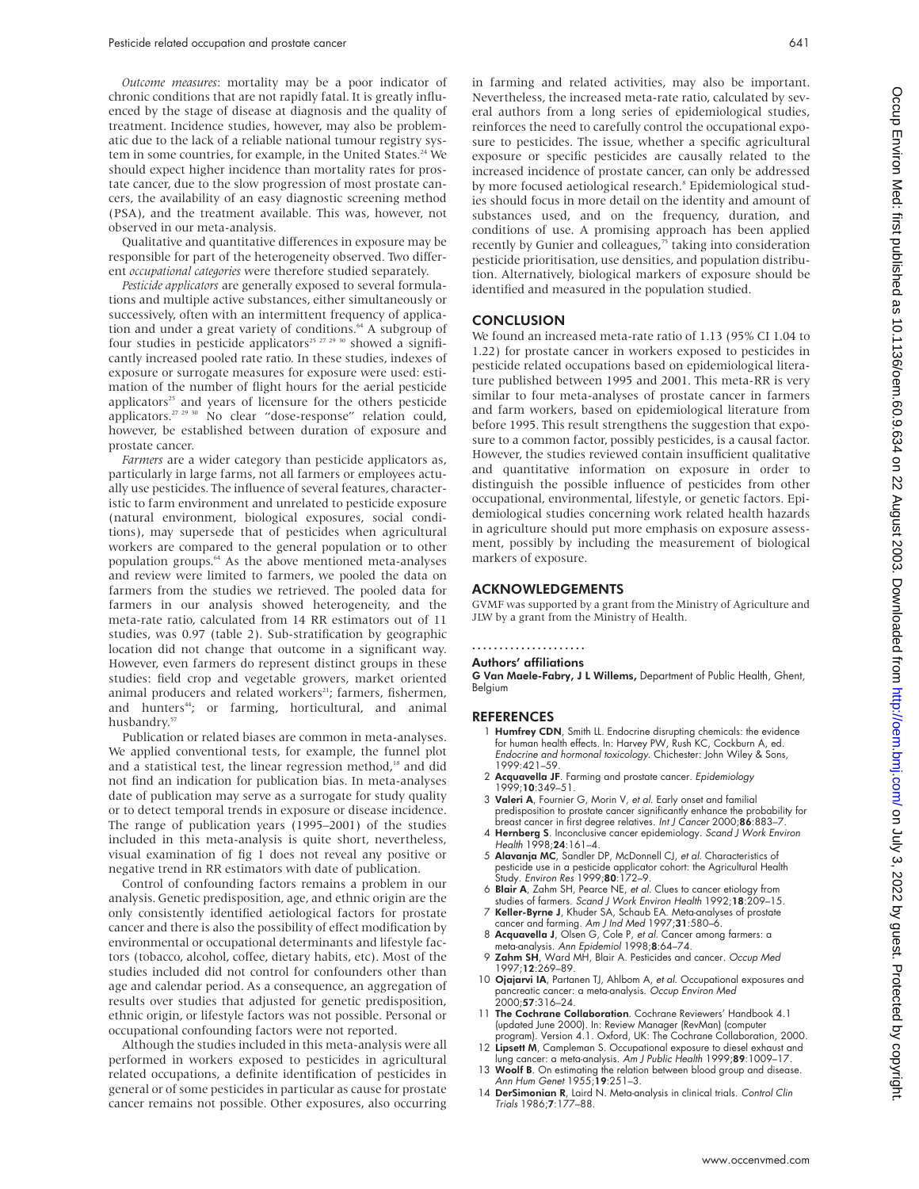*Outcome measures*: mortality may be a poor indicator of chronic conditions that are not rapidly fatal. It is greatly influenced by the stage of disease at diagnosis and the quality of treatment. Incidence studies, however, may also be problematic due to the lack of a reliable national tumour registry system in some countries, for example, in the United States.[24] We should expect higher incidence than mortality rates for prostate cancer, due to the slow progression of most prostate cancers, the availability of an easy diagnostic screening method (PSA), and the treatment available. This was, however, not observed in our meta-analysis.

Qualitative and quantitative differences in exposure may be responsible for part of the heterogeneity observed. Two different *occupational categories* were therefore studied separately.

*Pesticide applicators* are generally exposed to several formulations and multiple active substances, either simultaneously or successively, often with an intermittent frequency of application and under a great variety of conditions.[64] A subgroup of four studies in pesticide applicators[25 27 29 30] showed a significantly increased pooled rate ratio. In these studies, indexes of exposure or surrogate measures for exposure were used: estimation of the number of flight hours for the aerial pesticide applicators[25] and years of licensure for the others pesticide applicators.[27 29 30] No clear "dose-response" relation could, however, be established between duration of exposure and prostate cancer.

*Farmers* are a wider category than pesticide applicators as, particularly in large farms, not all farmers or employees actually use pesticides. The influence of several features, characteristic to farm environment and unrelated to pesticide exposure (natural environment, biological exposures, social conditions), may supersede that of pesticides when agricultural workers are compared to the general population or to other population groups.[64] As the above mentioned meta-analyses and review were limited to farmers, we pooled the data on farmers from the studies we retrieved. The pooled data for farmers in our analysis showed heterogeneity, and the meta-rate ratio, calculated from 14 RR estimators out of 11 studies, was 0.97 (table 2). Sub-stratification by geographic location did not change that outcome in a significant way. However, even farmers do represent distinct groups in these studies: field crop and vegetable growers, market oriented animal producers and related workers[21]; farmers, fishermen, and hunters[44]; or farming, horticultural, and animal husbandry.[57]

Publication or related biases are common in meta-analyses. We applied conventional tests, for example, the funnel plot and a statistical test, the linear regression method,[18] and did not find an indication for publication bias. In meta-analyses date of publication may serve as a surrogate for study quality or to detect temporal trends in exposure or disease incidence. The range of publication years (1995–2001) of the studies included in this meta-analysis is quite short, nevertheless, visual examination of fig 1 does not reveal any positive or negative trend in RR estimators with date of publication.

Control of confounding factors remains a problem in our analysis. Genetic predisposition, age, and ethnic origin are the only consistently identified aetiological factors for prostate cancer and there is also the possibility of effect modification by environmental or occupational determinants and lifestyle factors (tobacco, alcohol, coffee, dietary habits, etc). Most of the studies included did not control for confounders other than age and calendar period. As a consequence, an aggregation of results over studies that adjusted for genetic predisposition, ethnic origin, or lifestyle factors was not possible. Personal or occupational confounding factors were not reported.

Although the studies included in this meta-analysis were all performed in workers exposed to pesticides in agricultural related occupations, a definite identification of pesticides in general or of some pesticides in particular as cause for prostate cancer remains not possible. Other exposures, also occurring in farming and related activities, may also be important. Nevertheless, the increased meta-rate ratio, calculated by several authors from a long series of epidemiological studies, reinforces the need to carefully control the occupational exposure to pesticides. The issue, whether a specific agricultural exposure or specific pesticides are causally related to the increased incidence of prostate cancer, can only be addressed by more focused aetiological research.[8] Epidemiological studies should focus in more detail on the identity and amount of substances used, and on the frequency, duration, and conditions of use. A promising approach has been applied recently by Gunier and colleagues,[75] taking into consideration pesticide prioritisation, use densities, and population distribution. Alternatively, biological markers of exposure should be identified and measured in the population studied.

## CONCLUSION

We found an increased meta-rate ratio of 1.13 (95% CI 1.04 to 1.22) for prostate cancer in workers exposed to pesticides in pesticide related occupations based on epidemiological literature published between 1995 and 2001. This meta-RR is very similar to four meta-analyses of prostate cancer in farmers and farm workers, based on epidemiological literature from before 1995. This result strengthens the suggestion that exposure to a common factor, possibly pesticides, is a causal factor. However, the studies reviewed contain insufficient qualitative and quantitative information on exposure in order to distinguish the possible influence of pesticides from other occupational, environmental, lifestyle, or genetic factors. Epidemiological studies concerning work related health hazards in agriculture should put more emphasis on exposure assessment, possibly by including the measurement of biological markers of exposure.

## ACKNOWLEDGEMENTS

GVMF was supported by a grant from the Ministry of Agriculture and JLW by a grant from the Ministry of Health.

### Authors' affiliations

**G Van Maele-Fabry, J L Willems,** Department of Public Health, Ghent, Belgium

## REFERENCES

1. **Humfrey CDN**, Smith LL. Endocrine disrupting chemicals: the evidence for human health effects. In: Harvey PW, Rush KC, Cockburn A, ed. *Endocrine and hormonal toxicology*. Chichester: John Wiley & Sons, 1999:421–59.
2. **Acquavella JF**. Farming and prostate cancer. *Epidemiology* 1999;**10**:349–51.
3. **Valeri A**, Fournier G, Morin V, *et al*. Early onset and familial predisposition to prostate cancer significantly enhance the probability for breast cancer in first degree relatives. *Int J Cancer* 2000;**86**:883–7.
4. **Hernberg S**. Inconclusive cancer epidemiology. *Scand J Work Environ Health* 1998;**24**:161–4.
5. **Alavanja MC**, Sandler DP, McDonnell CJ, *et al*. Characteristics of pesticide use in a pesticide applicator cohort: the Agricultural Health Study. *Environ Res* 1999;**80**:172–9.
6. **Blair A**, Zahm SH, Pearce NE, *et al*. Clues to cancer etiology from studies of farmers. *Scand J Work Environ Health* 1992;**18**:209–15.
7. **Keller-Byrne J**, Khuder SA, Schaub EA. Meta-analyses of prostate cancer and farming. *Am J Ind Med* 1997;**31**:580–6.
8. **Acquavella J**, Olsen G, Cole P, *et al*. Cancer among farmers: a meta-analysis. *Ann Epidemiol* 1998;**8**:64–74.
9. **Zahm SH**, Ward MH, Blair A. Pesticides and cancer. *Occup Med* 1997;**12**:269–89.
10. **Ojajarvi IA**, Partanen TJ, Ahlbom A, *et al*. Occupational exposures and pancreatic cancer: a meta-analysis. *Occup Environ Med* 2000;**57**:316–24.
11. **The Cochrane Collaboration**. Cochrane Reviewers' Handbook 4.1 (updated June 2000). In: Review Manager (RevMan) (computer program). Version 4.1. Oxford, UK: The Cochrane Collaboration, 2000.
12. **Lipsett M**, Campleman S. Occupational exposure to diesel exhaust and lung cancer: a meta-analysis. *Am J Public Health* 1999;**89**:1009–17.
13. **Woolf B**. On estimating the relation between blood group and disease. *Ann Hum Genet* 1955;**19**:251–3.
14. **DerSimonian R**, Laird N. Meta-analysis in clinical trials. *Control Clin Trials* 1986;**7**:177–88.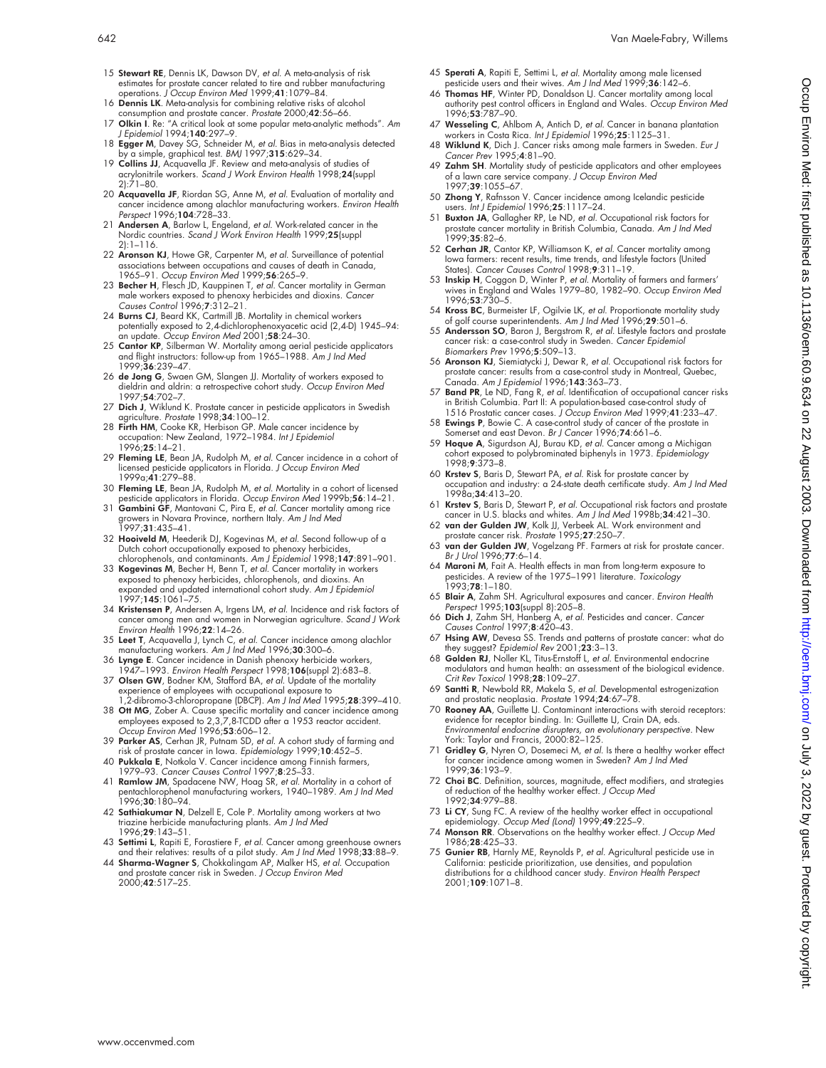15 **Stewart RE**, Dennis LK, Dawson DV, *et al.* A meta-analysis of risk estimates for prostate cancer related to tire and rubber manufacturing operations. *J Occup Environ Med* 1999;**41**:1079–84.

16 **Dennis LK**. Meta-analysis for combining relative risks of alcohol consumption and prostate cancer. *Prostate* 2000;**42**:56–66.

17 **Olkin I**. Re: "A critical look at some popular meta-analytic methods". *Am J Epidemiol* 1994;**140**:297–9.

18 **Egger M**, Davey SG, Schneider M, *et al.* Bias in meta-analysis detected by a simple, graphical test. *BMJ* 1997;**315**:629–34.

19 **Collins JJ**, Acquavella JF. Review and meta-analysis of studies of acrylonitrile workers. *Scand J Work Environ Health* 1998;**24**(suppl 2):71–80.

20 **Acquavella JF**, Riordan SG, Anne M, *et al.* Evaluation of mortality and cancer incidence among alachlor manufacturing workers. *Environ Health Perspect* 1996;**104**:728–33.

21 **Andersen A**, Barlow L, Engeland, *et al.* Work-related cancer in the Nordic countries. *Scand J Work Environ Health* 1999;**25**(suppl 2):1–116.

22 **Aronson KJ**, Howe GR, Carpenter M, *et al.* Surveillance of potential associations between occupations and causes of death in Canada, 1965–91. *Occup Environ Med* 1999;**56**:265–9.

23 **Becher H**, Flesch JD, Kauppinen T, *et al.* Cancer mortality in German male workers exposed to phenoxy herbicides and dioxins. *Cancer Causes Control* 1996;**7**:312–21.

24 **Burns CJ**, Beard KK, Cartmill JB. Mortality in chemical workers potentially exposed to 2,4-dichlorophenoxyacetic acid (2,4-D) 1945–94: an update. *Occup Environ Med* 2001;**58**:24–30.

25 **Cantor KP**, Silberman W. Mortality among aerial pesticide applicators and flight instructors: follow-up from 1965–1988. *Am J Ind Med* 1999;**36**:239–47.

26 **de Jong G**, Swaen GM, Slangen JJ. Mortality of workers exposed to dieldrin and aldrin: a retrospective cohort study. *Occup Environ Med* 1997;**54**:702–7.

27 **Dich J**, Wiklund K. Prostate cancer in pesticide applicators in Swedish agriculture. *Prostate* 1998;**34**:100–12.

28 **Firth HM**, Cooke KR, Herbison GP. Male cancer incidence by occupation: New Zealand, 1972–1984. *Int J Epidemiol* 1996;**25**:14–21.

29 **Fleming LE**, Bean JA, Rudolph M, *et al.* Cancer incidence in a cohort of licensed pesticide applicators in Florida. *J Occup Environ Med* 1999a;**41**:279–88.

30 **Fleming LE**, Bean JA, Rudolph M, *et al.* Mortality in a cohort of licensed pesticide applicators in Florida. *Occup Environ Med* 1999b;**56**:14–21.

31 **Gambini GF**, Mantovani C, Pira E, *et al.* Cancer mortality among rice growers in Novara Province, northern Italy. *Am J Ind Med* 1997;**31**:435–41.

32 **Hooiveld M**, Heederik DJ, Kogevinas M, *et al.* Second follow-up of a Dutch cohort occupationally exposed to phenoxy herbicides, chlorophenols, and contaminants. *Am J Epidemiol* 1998;**147**:891–901.

33 **Kogevinas M**, Becher H, Benn T, *et al.* Cancer mortality in workers exposed to phenoxy herbicides, chlorophenols, and dioxins. An expanded and updated international cohort study. *Am J Epidemiol* 1997;**145**:1061–75.

34 **Kristensen P**, Andersen A, Irgens LM, *et al.* Incidence and risk factors of cancer among men and women in Norwegian agriculture. *Scand J Work Environ Health* 1996;**22**:14–26.

35 **Leet T**, Acquavella J, Lynch C, *et al.* Cancer incidence among alachlor manufacturing workers. *Am J Ind Med* 1996;**30**:300–6.

36 **Lynge E**. Cancer incidence in Danish phenoxy herbicide workers, 1947–1993. *Environ Health Perspect* 1998;**106**(suppl 2):683–8.

37 **Olsen GW**, Bodner KM, Stafford BA, *et al.* Update of the mortality experience of employees with occupational exposure to 1,2-dibromo-3-chloropropane (DBCP). *Am J Ind Med* 1995;**28**:399–410.

38 **Ott MG**, Zober A. Cause specific mortality and cancer incidence among employees exposed to 2,3,7,8-TCDD after a 1953 reactor accident. *Occup Environ Med* 1996;**53**:606–12.

39 **Parker AS**, Cerhan JR, Putnam SD, *et al.* A cohort study of farming and risk of prostate cancer in Iowa. *Epidemiology* 1999;**10**:452–5.

40 **Pukkala E**, Notkola V. Cancer incidence among Finnish farmers, 1979–93. *Cancer Causes Control* 1997;**8**:25–33.

41 **Ramlow JM**, Spadacene NW, Hoag SR, *et al.* Mortality in a cohort of pentachlorophenol manufacturing workers, 1940–1989. *Am J Ind Med* 1996;**30**:180–94.

42 **Sathiakumar N**, Delzell E, Cole P. Mortality among workers at two triazine herbicide manufacturing plants. *Am J Ind Med* 1996;**29**:143–51.

43 **Settimi L**, Rapiti E, Forastiere F, *et al.* Cancer among greenhouse owners and their relatives: results of a pilot study. *Am J Ind Med* 1998;**33**:88–9.

44 **Sharma-Wagner S**, Chokkalingam AP, Malker HS, *et al.* Occupation and prostate cancer risk in Sweden. *J Occup Environ Med* 2000;**42**:517–25.

45 **Sperati A**, Rapiti E, Settimi L, *et al.* Mortality among male licensed pesticide users and their wives. *Am J Ind Med* 1999;**36**:142–6.

46 **Thomas HF**, Winter PD, Donaldson LJ. Cancer mortality among local authority pest control officers in England and Wales. *Occup Environ Med* 1996;**53**:787–90.

47 **Wesseling C**, Ahlbom A, Antich D, *et al.* Cancer in banana plantation workers in Costa Rica. *Int J Epidemiol* 1996;**25**:1125–31.

48 **Wiklund K**, Dich J. Cancer risks among male farmers in Sweden. *Eur J Cancer Prev* 1995;**4**:81–90.

49 **Zahm SH**. Mortality study of pesticide applicators and other employees of a lawn care service company. *J Occup Environ Med* 1997;**39**:1055–67.

50 **Zhong Y**, Rafnsson V. Cancer incidence among Icelandic pesticide users. *Int J Epidemiol* 1996;**25**:1117–24.

51 **Buxton JA**, Gallagher RP, Le ND, *et al.* Occupational risk factors for prostate cancer mortality in British Columbia, Canada. *Am J Ind Med* 1999;**35**:82–6.

52 **Cerhan JR**, Cantor KP, Williamson K, *et al.* Cancer mortality among Iowa farmers: recent results, time trends, and lifestyle factors (United States). *Cancer Causes Control* 1998;**9**:311–19.

53 **Inskip H**, Coggon D, Winter P, *et al.* Mortality of farmers and farmers' wives in England and Wales 1979–80, 1982–90. *Occup Environ Med* 1996;**53**:730–5.

54 **Kross BC**, Burmeister LF, Ogilvie LK, *et al.* Proportionate mortality study of golf course superintendents. *Am J Ind Med* 1996;**29**:501–6.

55 **Andersson SO**, Baron J, Bergstrom R, *et al.* Lifestyle factors and prostate cancer risk: a case-control study in Sweden. *Cancer Epidemiol Biomarkers Prev* 1996;**5**:509–13.

56 **Aronson KJ**, Siemiatycki J, Dewar R, *et al.* Occupational risk factors for prostate cancer: results from a case-control study in Montreal, Quebec, Canada. *Am J Epidemiol* 1996;**143**:363–73.

57 **Band PR**, Le ND, Fang R, *et al.* Identification of occupational cancer risks in British Columbia. Part II: A population-based case-control study of 1516 Prostatic cancer cases. *J Occup Environ Med* 1999;**41**:233–47.

58 **Ewings P**, Bowie C. A case-control study of cancer of the prostate in Somerset and east Devon. *Br J Cancer* 1996;**74**:661–6.

59 **Hoque A**, Sigurdson AJ, Burau KD, *et al.* Cancer among a Michigan cohort exposed to polybrominated biphenyls in 1973. *Epidemiology* 1998;**9**:373–8.

60 **Krstev S**, Baris D, Stewart PA, *et al.* Risk for prostate cancer by occupation and industry: a 24-state death certificate study. *Am J Ind Med* 1998a;**34**:413–20.

61 **Krstev S**, Baris D, Stewart P, *et al.* Occupational risk factors and prostate cancer in U.S. blacks and whites. *Am J Ind Med* 1998b;**34**:421–30.

62 **van der Gulden JW**, Kolk JJ, Verbeek AL. Work environment and prostate cancer risk. *Prostate* 1995;**27**:250–7.

63 **van der Gulden JW**, Vogelzang PF. Farmers at risk for prostate cancer. *Br J Urol* 1996;**77**:6–14.

64 **Maroni M**, Fait A. Health effects in man from long-term exposure to pesticides. A review of the 1975–1991 literature. *Toxicology* 1993;**78**:1–180.

65 **Blair A**, Zahm SH. Agricultural exposures and cancer. *Environ Health Perspect* 1995;**103**(suppl 8):205–8.

66 **Dich J**, Zahm SH, Hanberg A, *et al.* Pesticides and cancer. *Cancer Causes Control* 1997;**8**:420–43.

67 **Hsing AW**, Devesa SS. Trends and patterns of prostate cancer: what do they suggest? *Epidemiol Rev* 2001;**23**:3–13.

68 **Golden RJ**, Noller KL, Titus-Ernstoff L, *et al.* Environmental endocrine modulators and human health: an assessment of the biological evidence. *Crit Rev Toxicol* 1998;**28**:109–27.

69 **Santti R**, Newbold RR, Makela S, *et al.* Developmental estrogenization and prostatic neoplasia. *Prostate* 1994;**24**:67–78.

70 **Rooney AA**, Guillette LJ. Contaminant interactions with steroid receptors: evidence for receptor binding. In: Guillette LJ, Crain DA, eds. *Environmental endocrine disrupters, an evolutionary perspective*. New York: Taylor and Francis, 2000:82–125.

71 **Gridley G**, Nyren O, Dosemeci M, *et al.* Is there a healthy worker effect for cancer incidence among women in Sweden? *Am J Ind Med* 1999;**36**:193–9.

72 **Choi BC**. Definition, sources, magnitude, effect modifiers, and strategies of reduction of the healthy worker effect. *J Occup Med* 1992;**34**:979–88.

73 **Li CY**, Sung FC. A review of the healthy worker effect in occupational epidemiology. *Occup Med (Lond)* 1999;**49**:225–9.

74 **Monson RR**. Observations on the healthy worker effect. *J Occup Med* 1986;**28**:425–33.

75 **Gunier RB**, Harnly ME, Reynolds P, *et al.* Agricultural pesticide use in California: pesticide prioritization, use densities, and population distributions for a childhood cancer study. *Environ Health Perspect* 2001;**109**:1071–8.